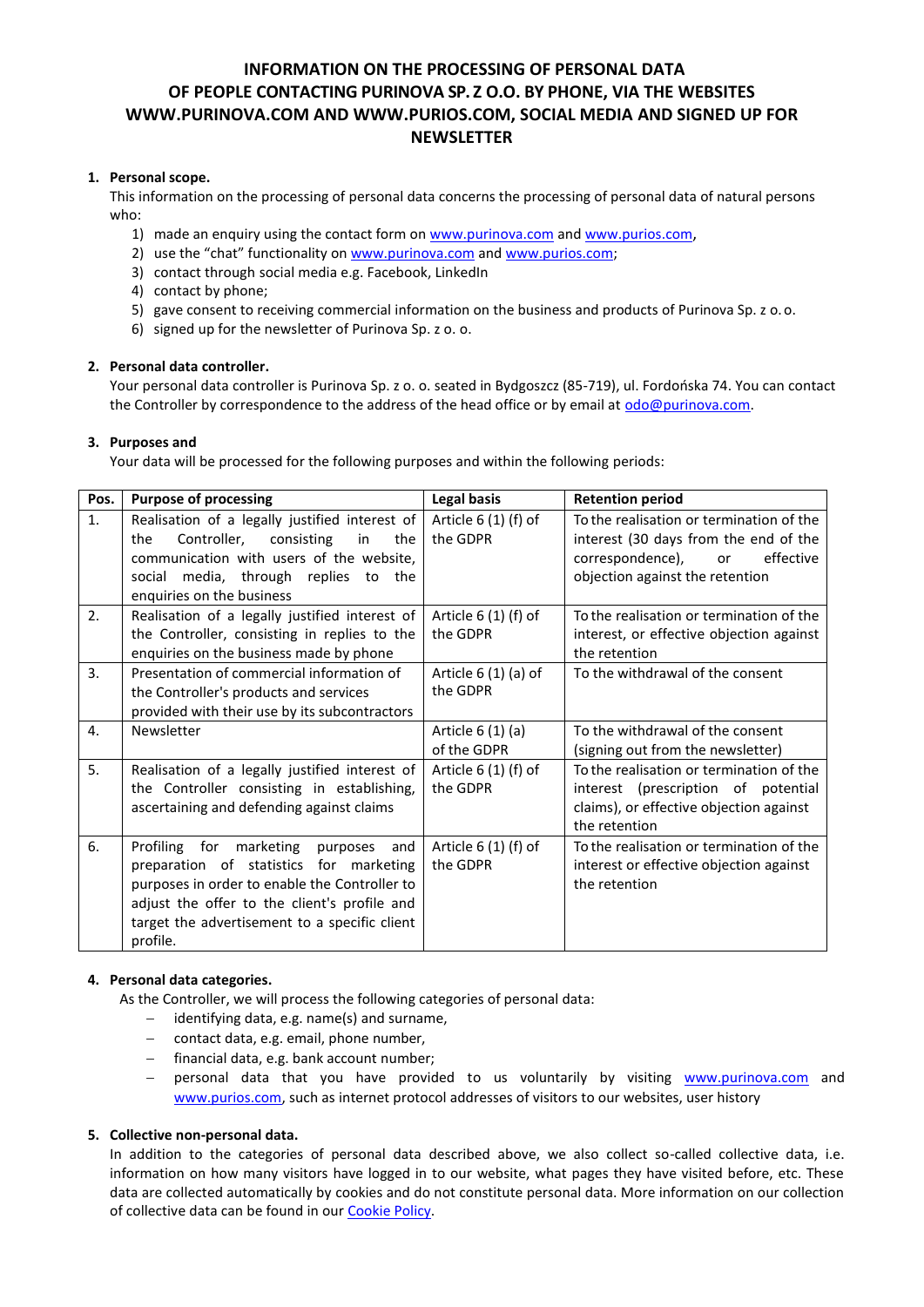# INFORMATION ON THE PROCESSING OF PERSONAL DATA OF PEOPLE CONTACTING PURINOVA SP. Z O.O. BY PHONE, VIA THE WEBSITES WWW.PURINOVA.COM AND WWW.PURIOS.COM, SOCIAL MEDIA AND SIGNED UP FOR NEWSLETTER

1. **Personal scope.**

   This information on the processing of personal data concerns the processing of personal data of natural persons who:

   1) made an enquiry using the contact form on www.purinova.com and www.purios.com,
   2) use the "chat" functionality on www.purinova.com and www.purios.com;
   3) contact through social media e.g. Facebook, LinkedIn
   4) contact by phone;
   5) gave consent to receiving commercial information on the business and products of Purinova Sp. z o. o.
   6) signed up for the newsletter of Purinova Sp. z o. o.

2. **Personal data controller.**

   Your personal data controller is Purinova Sp. z o. o. seated in Bydgoszcz (85-719), ul. Fordońska 74. You can contact the Controller by correspondence to the address of the head office or by email at odo@purinova.com.

3. **Purposes and**

   Your data will be processed for the following purposes and within the following periods:

| Pos. | Purpose of processing | Legal basis | Retention period |
|---|---|---|---|
| 1. | Realisation of a legally justified interest of the Controller, consisting in the communication with users of the website, social media, through replies to the enquiries on the business | Article 6 (1) (f) of the GDPR | To the realisation or termination of the interest (30 days from the end of the correspondence), or effective objection against the retention |
| 2. | Realisation of a legally justified interest of the Controller, consisting in replies to the enquiries on the business made by phone | Article 6 (1) (f) of the GDPR | To the realisation or termination of the interest, or effective objection against the retention |
| 3. | Presentation of commercial information of the Controller's products and services provided with their use by its subcontractors | Article 6 (1) (a) of the GDPR | To the withdrawal of the consent |
| 4. | Newsletter | Article 6 (1) (a) of the GDPR | To the withdrawal of the consent (signing out from the newsletter) |
| 5. | Realisation of a legally justified interest of the Controller consisting in establishing, ascertaining and defending against claims | Article 6 (1) (f) of the GDPR | To the realisation or termination of the interest (prescription of potential claims), or effective objection against the retention |
| 6. | Profiling for marketing purposes and preparation of statistics for marketing purposes in order to enable the Controller to adjust the offer to the client's profile and target the advertisement to a specific client profile. | Article 6 (1) (f) of the GDPR | To the realisation or termination of the interest or effective objection against the retention |

4. **Personal data categories.**

   As the Controller, we will process the following categories of personal data:

   - identifying data, e.g. name(s) and surname,
   - contact data, e.g. email, phone number,
   - financial data, e.g. bank account number;
   - personal data that you have provided to us voluntarily by visiting www.purinova.com and www.purios.com, such as internet protocol addresses of visitors to our websites, user history

5. **Collective non-personal data.**

   In addition to the categories of personal data described above, we also collect so-called collective data, i.e. information on how many visitors have logged in to our website, what pages they have visited before, etc. These data are collected automatically by cookies and do not constitute personal data. More information on our collection of collective data can be found in our Cookie Policy.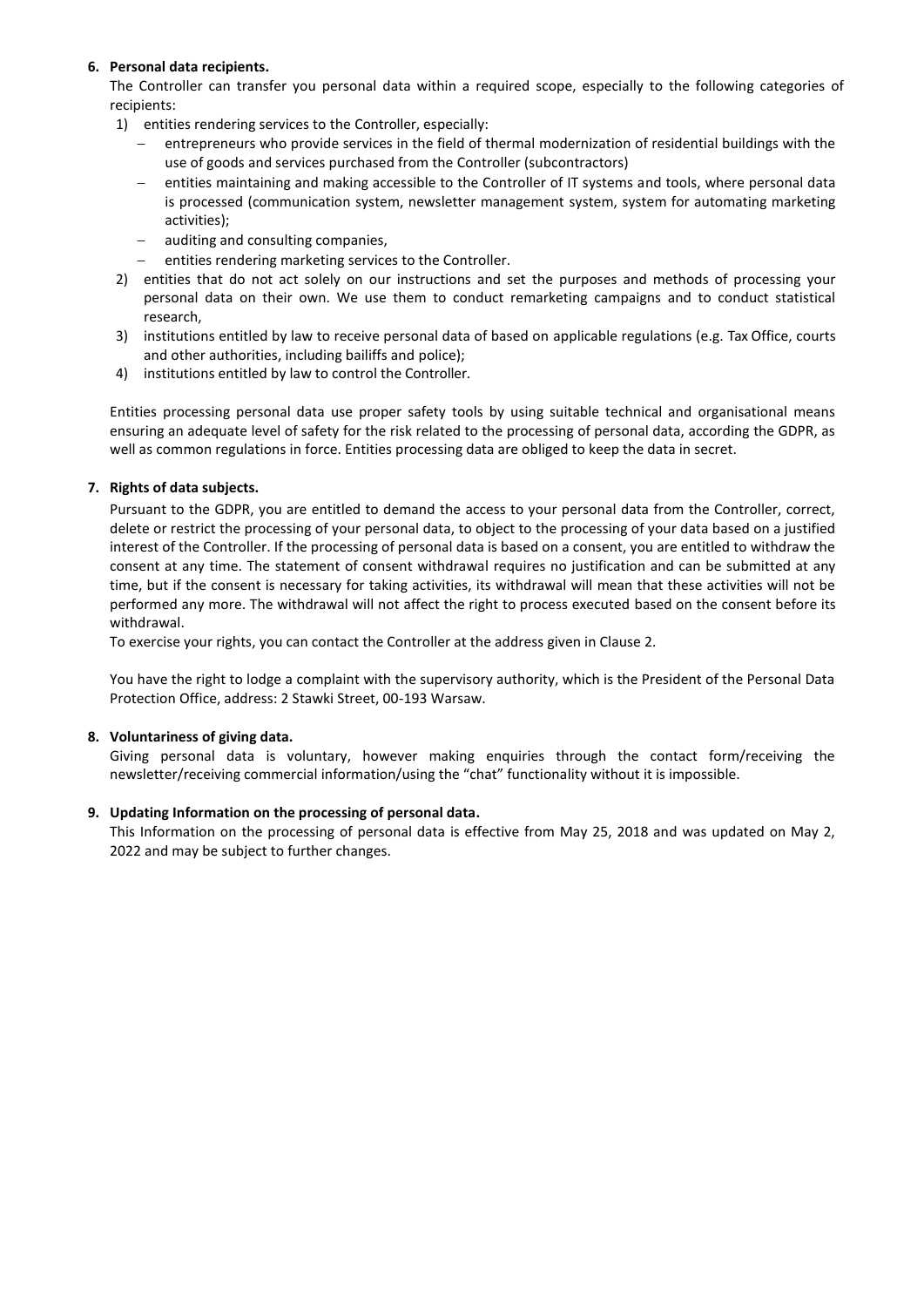**6. Personal data recipients.**

The Controller can transfer you personal data within a required scope, especially to the following categories of recipients:

1) entities rendering services to the Controller, especially:
   - entrepreneurs who provide services in the field of thermal modernization of residential buildings with the use of goods and services purchased from the Controller (subcontractors)
   - entities maintaining and making accessible to the Controller of IT systems and tools, where personal data is processed (communication system, newsletter management system, system for automating marketing activities);
   - auditing and consulting companies,
   - entities rendering marketing services to the Controller.
2) entities that do not act solely on our instructions and set the purposes and methods of processing your personal data on their own. We use them to conduct remarketing campaigns and to conduct statistical research,
3) institutions entitled by law to receive personal data of based on applicable regulations (e.g. Tax Office, courts and other authorities, including bailiffs and police);
4) institutions entitled by law to control the Controller.

Entities processing personal data use proper safety tools by using suitable technical and organisational means ensuring an adequate level of safety for the risk related to the processing of personal data, according the GDPR, as well as common regulations in force. Entities processing data are obliged to keep the data in secret.

**7. Rights of data subjects.**

Pursuant to the GDPR, you are entitled to demand the access to your personal data from the Controller, correct, delete or restrict the processing of your personal data, to object to the processing of your data based on a justified interest of the Controller. If the processing of personal data is based on a consent, you are entitled to withdraw the consent at any time. The statement of consent withdrawal requires no justification and can be submitted at any time, but if the consent is necessary for taking activities, its withdrawal will mean that these activities will not be performed any more. The withdrawal will not affect the right to process executed based on the consent before its withdrawal.

To exercise your rights, you can contact the Controller at the address given in Clause 2.

You have the right to lodge a complaint with the supervisory authority, which is the President of the Personal Data Protection Office, address: 2 Stawki Street, 00-193 Warsaw.

**8. Voluntariness of giving data.**

Giving personal data is voluntary, however making enquiries through the contact form/receiving the newsletter/receiving commercial information/using the "chat" functionality without it is impossible.

**9. Updating Information on the processing of personal data.**

This Information on the processing of personal data is effective from May 25, 2018 and was updated on May 2, 2022 and may be subject to further changes.